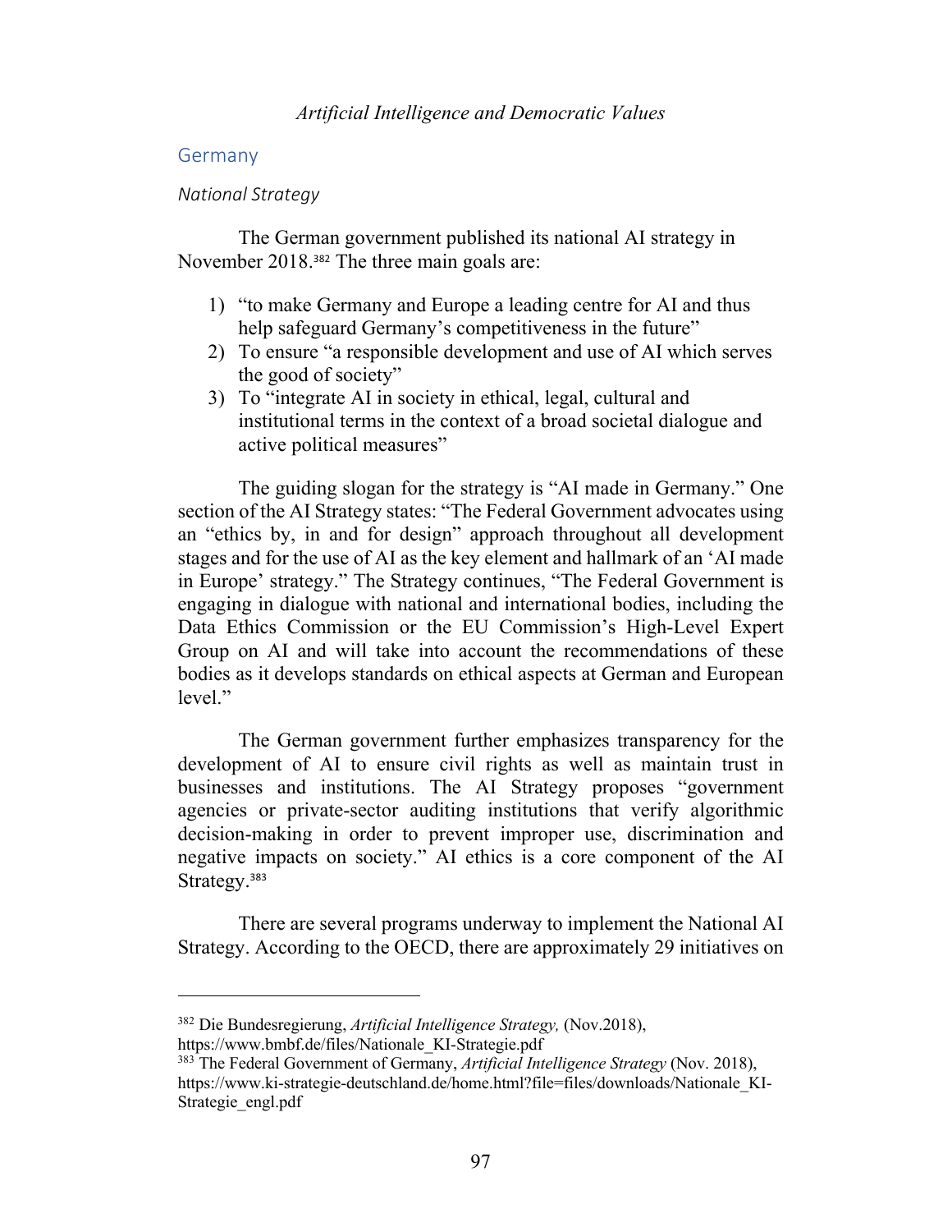## Germany

### *National Strategy*

The German government published its national AI strategy in November 2018.[382] The three main goals are:

1) "to make Germany and Europe a leading centre for AI and thus help safeguard Germany's competitiveness in the future"
2) To ensure "a responsible development and use of AI which serves the good of society"
3) To "integrate AI in society in ethical, legal, cultural and institutional terms in the context of a broad societal dialogue and active political measures"

The guiding slogan for the strategy is "AI made in Germany." One section of the AI Strategy states: "The Federal Government advocates using an "ethics by, in and for design" approach throughout all development stages and for the use of AI as the key element and hallmark of an 'AI made in Europe' strategy." The Strategy continues, "The Federal Government is engaging in dialogue with national and international bodies, including the Data Ethics Commission or the EU Commission's High-Level Expert Group on AI and will take into account the recommendations of these bodies as it develops standards on ethical aspects at German and European level."

The German government further emphasizes transparency for the development of AI to ensure civil rights as well as maintain trust in businesses and institutions. The AI Strategy proposes "government agencies or private-sector auditing institutions that verify algorithmic decision-making in order to prevent improper use, discrimination and negative impacts on society." AI ethics is a core component of the AI Strategy.[383]

There are several programs underway to implement the National AI Strategy. According to the OECD, there are approximately 29 initiatives on

---

[382] Die Bundesregierung, *Artificial Intelligence Strategy,* (Nov.2018), https://www.bmbf.de/files/Nationale_KI-Strategie.pdf

[383] The Federal Government of Germany, *Artificial Intelligence Strategy* (Nov. 2018), https://www.ki-strategie-deutschland.de/home.html?file=files/downloads/Nationale_KI-Strategie_engl.pdf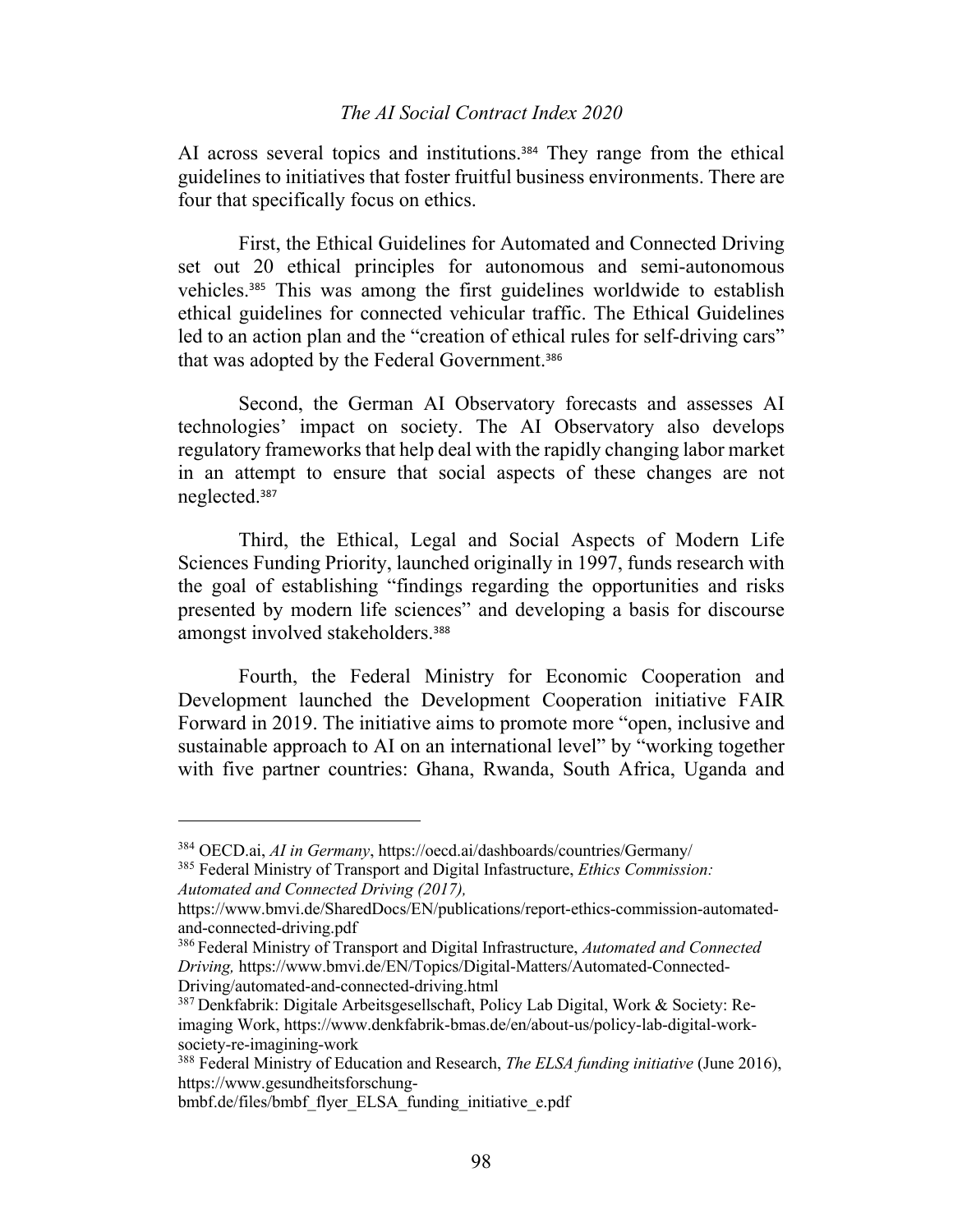AI across several topics and institutions.[384] They range from the ethical guidelines to initiatives that foster fruitful business environments. There are four that specifically focus on ethics.

First, the Ethical Guidelines for Automated and Connected Driving set out 20 ethical principles for autonomous and semi-autonomous vehicles.[385] This was among the first guidelines worldwide to establish ethical guidelines for connected vehicular traffic. The Ethical Guidelines led to an action plan and the "creation of ethical rules for self-driving cars" that was adopted by the Federal Government.[386]

Second, the German AI Observatory forecasts and assesses AI technologies' impact on society. The AI Observatory also develops regulatory frameworks that help deal with the rapidly changing labor market in an attempt to ensure that social aspects of these changes are not neglected.[387]

Third, the Ethical, Legal and Social Aspects of Modern Life Sciences Funding Priority, launched originally in 1997, funds research with the goal of establishing "findings regarding the opportunities and risks presented by modern life sciences" and developing a basis for discourse amongst involved stakeholders.[388]

Fourth, the Federal Ministry for Economic Cooperation and Development launched the Development Cooperation initiative FAIR Forward in 2019. The initiative aims to promote more "open, inclusive and sustainable approach to AI on an international level" by "working together with five partner countries: Ghana, Rwanda, South Africa, Uganda and

---

[384] OECD.ai, *AI in Germany*, https://oecd.ai/dashboards/countries/Germany/

[385] Federal Ministry of Transport and Digital Infastructure, *Ethics Commission: Automated and Connected Driving (2017),* https://www.bmvi.de/SharedDocs/EN/publications/report-ethics-commission-automated-and-connected-driving.pdf

[386] Federal Ministry of Transport and Digital Infrastructure, *Automated and Connected Driving,* https://www.bmvi.de/EN/Topics/Digital-Matters/Automated-Connected-Driving/automated-and-connected-driving.html

[387] Denkfabrik: Digitale Arbeitsgesellschaft, Policy Lab Digital, Work & Society: Re-imaging Work, https://www.denkfabrik-bmas.de/en/about-us/policy-lab-digital-work-society-re-imagining-work

[388] Federal Ministry of Education and Research, *The ELSA funding initiative* (June 2016), https://www.gesundheitsforschung-bmbf.de/files/bmbf_flyer_ELSA_funding_initiative_e.pdf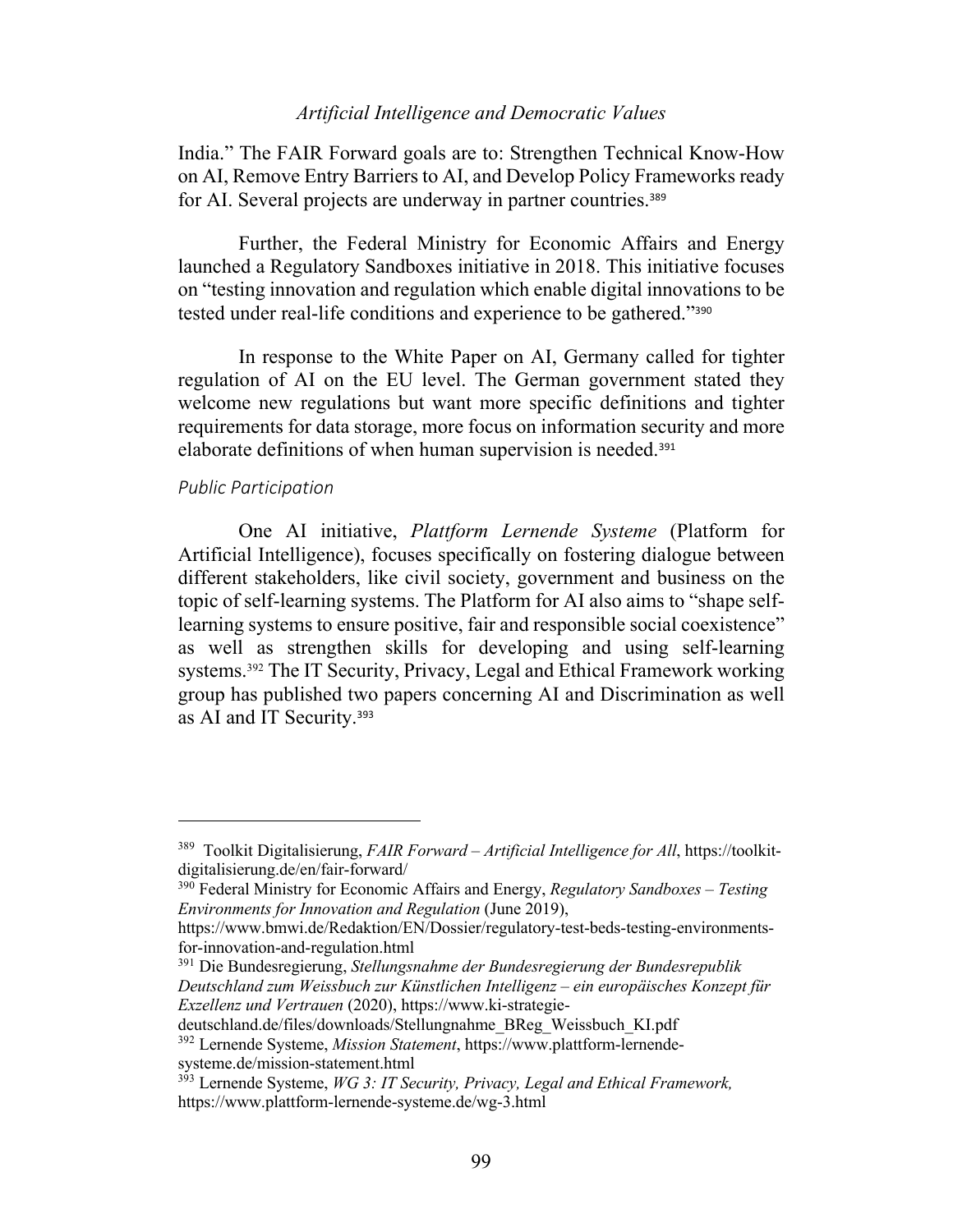India." The FAIR Forward goals are to: Strengthen Technical Know-How on AI, Remove Entry Barriers to AI, and Develop Policy Frameworks ready for AI. Several projects are underway in partner countries.[389]

Further, the Federal Ministry for Economic Affairs and Energy launched a Regulatory Sandboxes initiative in 2018. This initiative focuses on "testing innovation and regulation which enable digital innovations to be tested under real-life conditions and experience to be gathered."[390]

In response to the White Paper on AI, Germany called for tighter regulation of AI on the EU level. The German government stated they welcome new regulations but want more specific definitions and tighter requirements for data storage, more focus on information security and more elaborate definitions of when human supervision is needed.[391]

*Public Participation*

One AI initiative, *Plattform Lernende Systeme* (Platform for Artificial Intelligence), focuses specifically on fostering dialogue between different stakeholders, like civil society, government and business on the topic of self-learning systems. The Platform for AI also aims to "shape self-learning systems to ensure positive, fair and responsible social coexistence" as well as strengthen skills for developing and using self-learning systems.[392] The IT Security, Privacy, Legal and Ethical Framework working group has published two papers concerning AI and Discrimination as well as AI and IT Security.[393]

---

[389] Toolkit Digitalisierung, *FAIR Forward – Artificial Intelligence for All*, https://toolkit-digitalisierung.de/en/fair-forward/

[390] Federal Ministry for Economic Affairs and Energy, *Regulatory Sandboxes – Testing Environments for Innovation and Regulation* (June 2019), https://www.bmwi.de/Redaktion/EN/Dossier/regulatory-test-beds-testing-environments-for-innovation-and-regulation.html

[391] Die Bundesregierung, *Stellungsnahme der Bundesregierung der Bundesrepublik Deutschland zum Weissbuch zur Künstlichen Intelligenz – ein europäisches Konzept für Exzellenz und Vertrauen* (2020), https://www.ki-strategie-deutschland.de/files/downloads/Stellungnahme_BReg_Weissbuch_KI.pdf

[392] Lernende Systeme, *Mission Statement*, https://www.plattform-lernende-systeme.de/mission-statement.html

[393] Lernende Systeme, *WG 3: IT Security, Privacy, Legal and Ethical Framework,* https://www.plattform-lernende-systeme.de/wg-3.html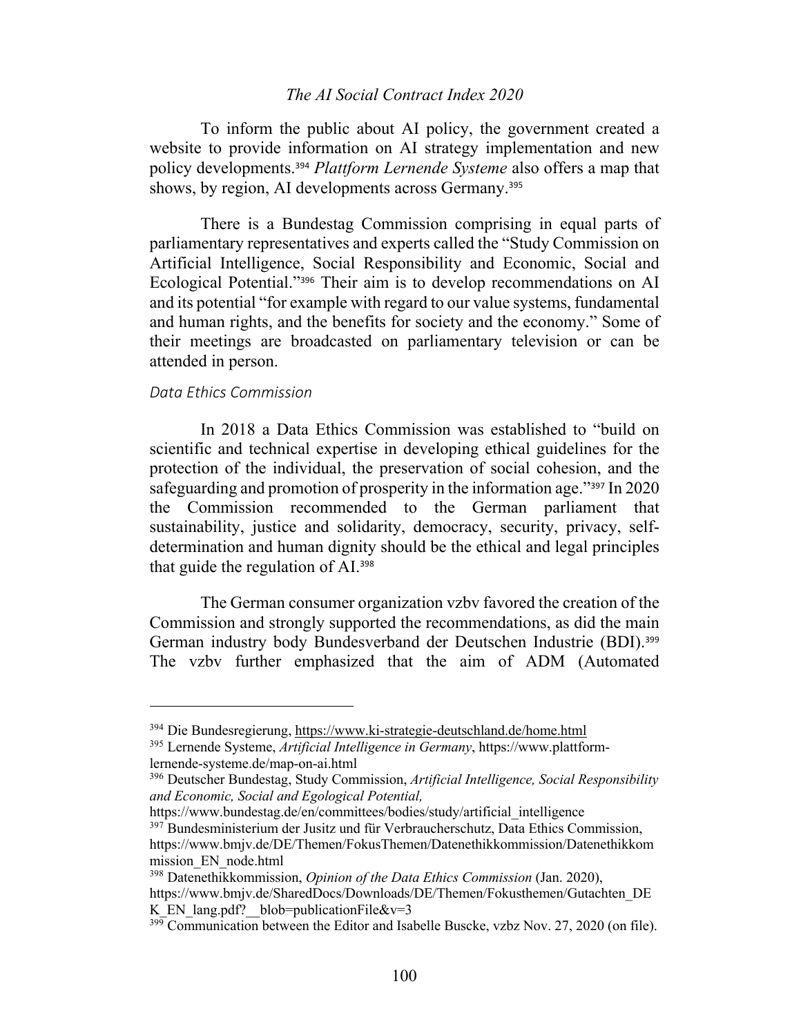To inform the public about AI policy, the government created a website to provide information on AI strategy implementation and new policy developments.[394] *Plattform Lernende Systeme* also offers a map that shows, by region, AI developments across Germany.[395]

There is a Bundestag Commission comprising in equal parts of parliamentary representatives and experts called the "Study Commission on Artificial Intelligence, Social Responsibility and Economic, Social and Ecological Potential."[396] Their aim is to develop recommendations on AI and its potential "for example with regard to our value systems, fundamental and human rights, and the benefits for society and the economy." Some of their meetings are broadcasted on parliamentary television or can be attended in person.

*Data Ethics Commission*

In 2018 a Data Ethics Commission was established to "build on scientific and technical expertise in developing ethical guidelines for the protection of the individual, the preservation of social cohesion, and the safeguarding and promotion of prosperity in the information age."[397] In 2020 the Commission recommended to the German parliament that sustainability, justice and solidarity, democracy, security, privacy, self-determination and human dignity should be the ethical and legal principles that guide the regulation of AI.[398]

The German consumer organization vzbv favored the creation of the Commission and strongly supported the recommendations, as did the main German industry body Bundesverband der Deutschen Industrie (BDI).[399] The vzbv further emphasized that the aim of ADM (Automated

---

[394] Die Bundesregierung, https://www.ki-strategie-deutschland.de/home.html

[395] Lernende Systeme, *Artificial Intelligence in Germany*, https://www.plattform-lernende-systeme.de/map-on-ai.html

[396] Deutscher Bundestag, Study Commission, *Artificial Intelligence, Social Responsibility and Economic, Social and Egological Potential,* https://www.bundestag.de/en/committees/bodies/study/artificial_intelligence

[397] Bundesministerium der Jusitz und für Verbraucherschutz, Data Ethics Commission, https://www.bmjv.de/DE/Themen/FokusThemen/Datenethikkommission/Datenethikkommission_EN_node.html

[398] Datenethikkommission, *Opinion of the Data Ethics Commission* (Jan. 2020), https://www.bmjv.de/SharedDocs/Downloads/DE/Themen/Fokusthemen/Gutachten_DEK_EN_lang.pdf?__blob=publicationFile&v=3

[399] Communication between the Editor and Isabelle Buscke, vzbz Nov. 27, 2020 (on file).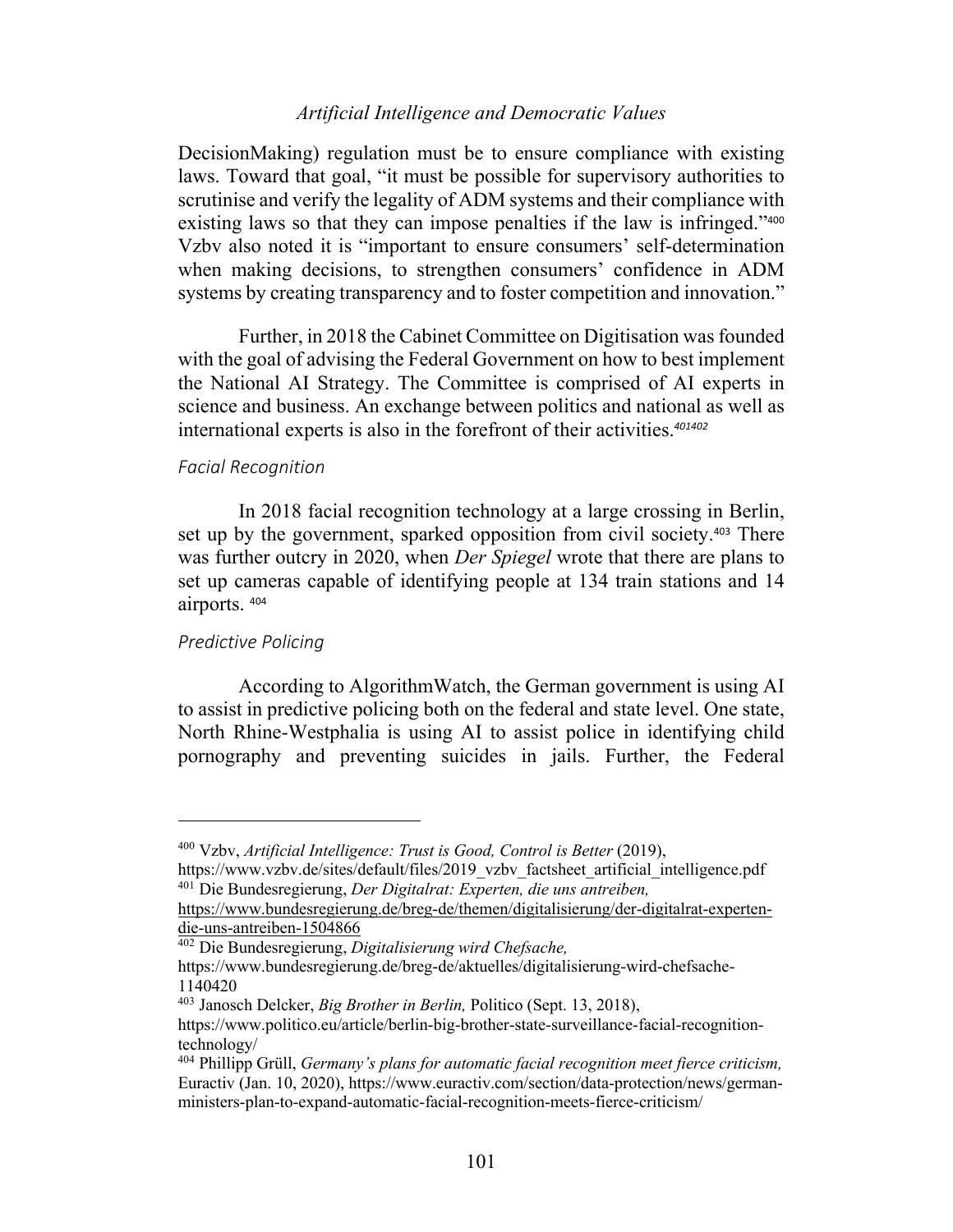DecisionMaking) regulation must be to ensure compliance with existing laws. Toward that goal, "it must be possible for supervisory authorities to scrutinise and verify the legality of ADM systems and their compliance with existing laws so that they can impose penalties if the law is infringed."[400] Vzbv also noted it is "important to ensure consumers' self-determination when making decisions, to strengthen consumers' confidence in ADM systems by creating transparency and to foster competition and innovation."

Further, in 2018 the Cabinet Committee on Digitisation was founded with the goal of advising the Federal Government on how to best implement the National AI Strategy. The Committee is comprised of AI experts in science and business. An exchange between politics and national as well as international experts is also in the forefront of their activities.[401][402]

### *Facial Recognition*

In 2018 facial recognition technology at a large crossing in Berlin, set up by the government, sparked opposition from civil society.[403] There was further outcry in 2020, when *Der Spiegel* wrote that there are plans to set up cameras capable of identifying people at 134 train stations and 14 airports. [404]

### *Predictive Policing*

According to AlgorithmWatch, the German government is using AI to assist in predictive policing both on the federal and state level. One state, North Rhine-Westphalia is using AI to assist police in identifying child pornography and preventing suicides in jails. Further, the Federal

---

[400] Vzbv, *Artificial Intelligence: Trust is Good, Control is Better* (2019), https://www.vzbv.de/sites/default/files/2019_vzbv_factsheet_artificial_intelligence.pdf

[401] Die Bundesregierung, *Der Digitalrat: Experten, die uns antreiben,* https://www.bundesregierung.de/breg-de/themen/digitalisierung/der-digitalrat-experten-die-uns-antreiben-1504866

[402] Die Bundesregierung, *Digitalisierung wird Chefsache,* https://www.bundesregierung.de/breg-de/aktuelles/digitalisierung-wird-chefsache-1140420

[403] Janosch Delcker, *Big Brother in Berlin,* Politico (Sept. 13, 2018), https://www.politico.eu/article/berlin-big-brother-state-surveillance-facial-recognition-technology/

[404] Phillipp Grüll, *Germany's plans for automatic facial recognition meet fierce criticism,* Euractiv (Jan. 10, 2020), https://www.euractiv.com/section/data-protection/news/german-ministers-plan-to-expand-automatic-facial-recognition-meets-fierce-criticism/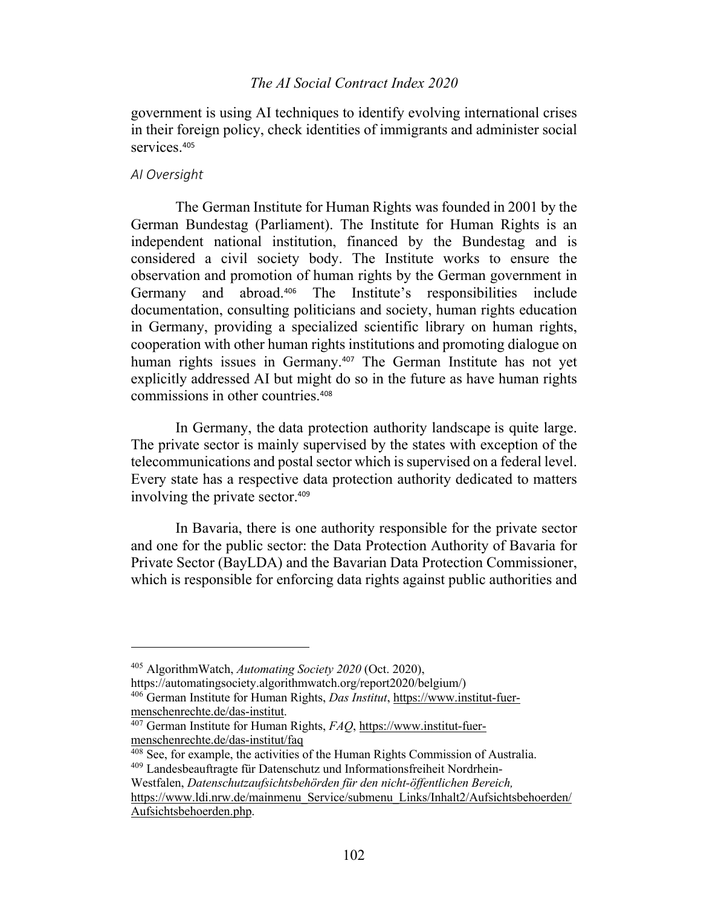government is using AI techniques to identify evolving international crises in their foreign policy, check identities of immigrants and administer social services.[405]

### *AI Oversight*

The German Institute for Human Rights was founded in 2001 by the German Bundestag (Parliament). The Institute for Human Rights is an independent national institution, financed by the Bundestag and is considered a civil society body. The Institute works to ensure the observation and promotion of human rights by the German government in Germany and abroad.[406] The Institute's responsibilities include documentation, consulting politicians and society, human rights education in Germany, providing a specialized scientific library on human rights, cooperation with other human rights institutions and promoting dialogue on human rights issues in Germany.[407] The German Institute has not yet explicitly addressed AI but might do so in the future as have human rights commissions in other countries.[408]

In Germany, the data protection authority landscape is quite large. The private sector is mainly supervised by the states with exception of the telecommunications and postal sector which is supervised on a federal level. Every state has a respective data protection authority dedicated to matters involving the private sector.[409]

In Bavaria, there is one authority responsible for the private sector and one for the public sector: the Data Protection Authority of Bavaria for Private Sector (BayLDA) and the Bavarian Data Protection Commissioner, which is responsible for enforcing data rights against public authorities and

---

[405] AlgorithmWatch, *Automating Society 2020* (Oct. 2020), https://automatingsociety.algorithmwatch.org/report2020/belgium/)

[406] German Institute for Human Rights, *Das Institut*, https://www.institut-fuer-menschenrechte.de/das-institut.

[407] German Institute for Human Rights, *FAQ*, https://www.institut-fuer-menschenrechte.de/das-institut/faq

[408] See, for example, the activities of the Human Rights Commission of Australia.

[409] Landesbeauftragte für Datenschutz und Informationsfreiheit Nordrhein-Westfalen, *Datenschutzaufsichtsbehörden für den nicht-öffentlichen Bereich,* https://www.ldi.nrw.de/mainmenu_Service/submenu_Links/Inhalt2/Aufsichtsbehoerden/Aufsichtsbehoerden.php.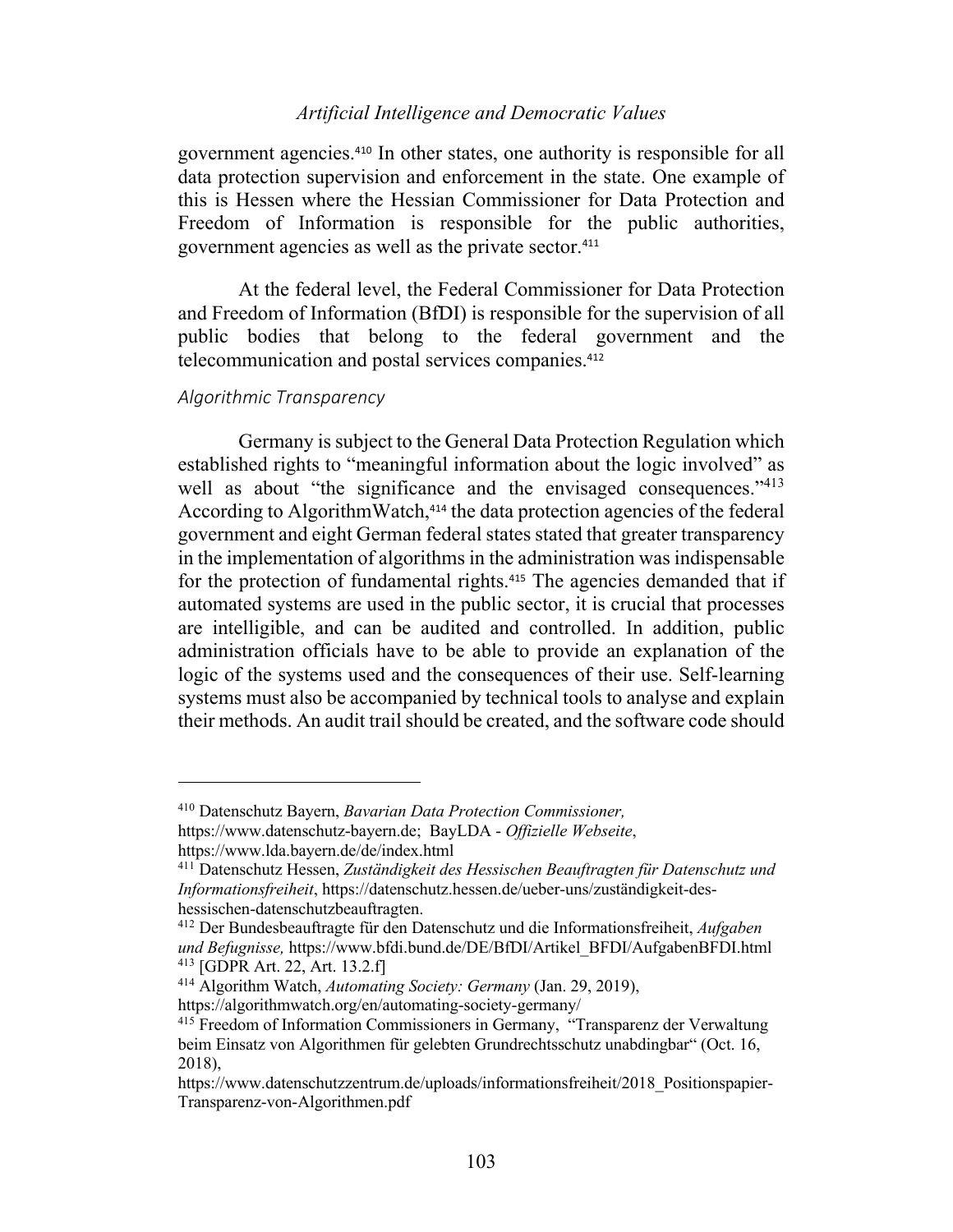government agencies.[410] In other states, one authority is responsible for all data protection supervision and enforcement in the state. One example of this is Hessen where the Hessian Commissioner for Data Protection and Freedom of Information is responsible for the public authorities, government agencies as well as the private sector.[411]

At the federal level, the Federal Commissioner for Data Protection and Freedom of Information (BfDI) is responsible for the supervision of all public bodies that belong to the federal government and the telecommunication and postal services companies.[412]

### *Algorithmic Transparency*

Germany is subject to the General Data Protection Regulation which established rights to "meaningful information about the logic involved" as well as about "the significance and the envisaged consequences."[413] According to AlgorithmWatch,[414] the data protection agencies of the federal government and eight German federal states stated that greater transparency in the implementation of algorithms in the administration was indispensable for the protection of fundamental rights.[415] The agencies demanded that if automated systems are used in the public sector, it is crucial that processes are intelligible, and can be audited and controlled. In addition, public administration officials have to be able to provide an explanation of the logic of the systems used and the consequences of their use. Self-learning systems must also be accompanied by technical tools to analyse and explain their methods. An audit trail should be created, and the software code should

---

[410] Datenschutz Bayern, *Bavarian Data Protection Commissioner,* https://www.datenschutz-bayern.de; BayLDA - *Offizielle Webseite*, https://www.lda.bayern.de/de/index.html

[411] Datenschutz Hessen, *Zuständigkeit des Hessischen Beauftragten für Datenschutz und Informationsfreiheit*, https://datenschutz.hessen.de/ueber-uns/zuständigkeit-des-hessischen-datenschutzbeauftragten.

[412] Der Bundesbeauftragte für den Datenschutz und die Informationsfreiheit, *Aufgaben und Befugnisse,* https://www.bfdi.bund.de/DE/BfDI/Artikel_BFDI/AufgabenBFDI.html

[413] [GDPR Art. 22, Art. 13.2.f]

[414] Algorithm Watch, *Automating Society: Germany* (Jan. 29, 2019), https://algorithmwatch.org/en/automating-society-germany/

[415] Freedom of Information Commissioners in Germany, "Transparenz der Verwaltung beim Einsatz von Algorithmen für gelebten Grundrechtsschutz unabdingbar" (Oct. 16, 2018), https://www.datenschutzzentrum.de/uploads/informationsfreiheit/2018_Positionspapier-Transparenz-von-Algorithmen.pdf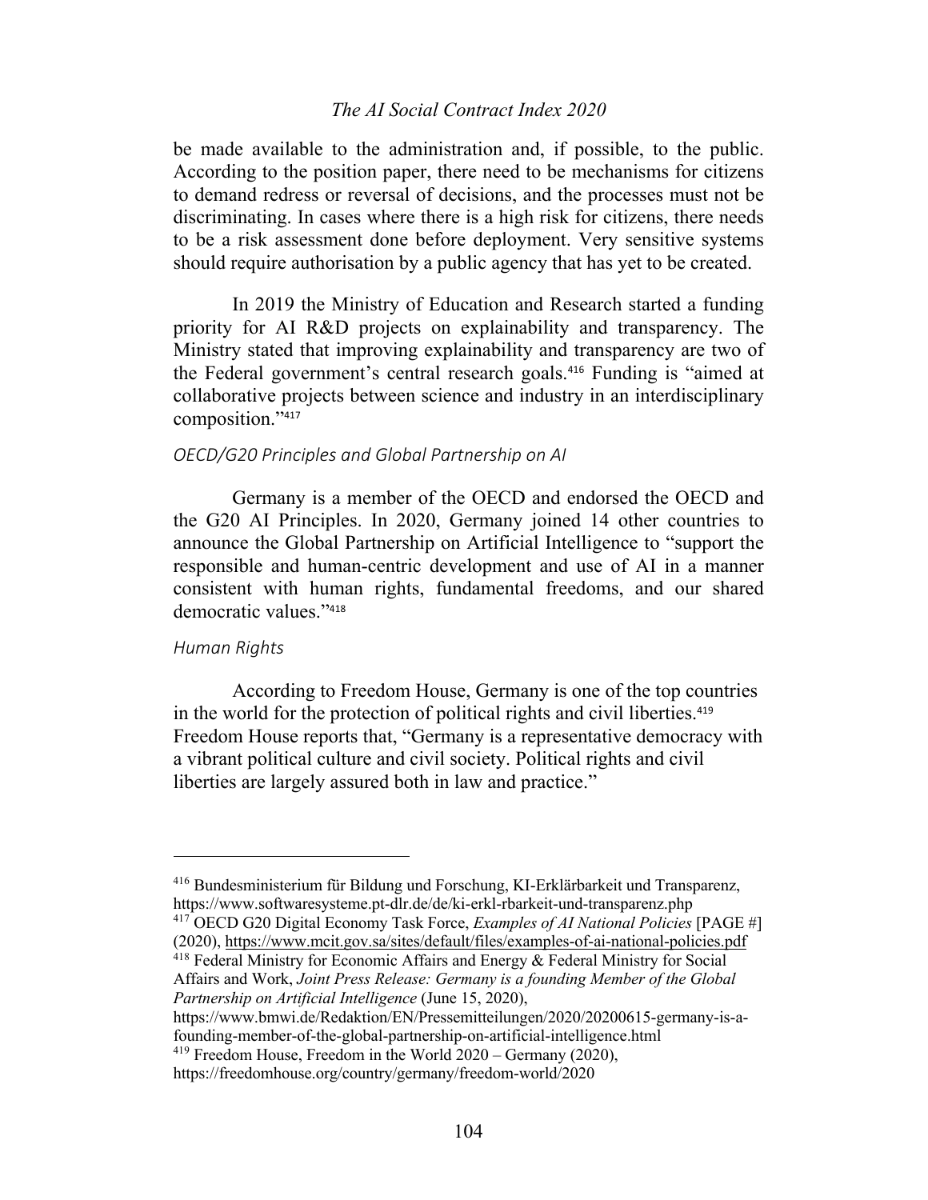be made available to the administration and, if possible, to the public. According to the position paper, there need to be mechanisms for citizens to demand redress or reversal of decisions, and the processes must not be discriminating. In cases where there is a high risk for citizens, there needs to be a risk assessment done before deployment. Very sensitive systems should require authorisation by a public agency that has yet to be created.

In 2019 the Ministry of Education and Research started a funding priority for AI R&D projects on explainability and transparency. The Ministry stated that improving explainability and transparency are two of the Federal government's central research goals.[416] Funding is "aimed at collaborative projects between science and industry in an interdisciplinary composition."[417]

### *OECD/G20 Principles and Global Partnership on AI*

Germany is a member of the OECD and endorsed the OECD and the G20 AI Principles. In 2020, Germany joined 14 other countries to announce the Global Partnership on Artificial Intelligence to "support the responsible and human-centric development and use of AI in a manner consistent with human rights, fundamental freedoms, and our shared democratic values."[418]

### *Human Rights*

According to Freedom House, Germany is one of the top countries in the world for the protection of political rights and civil liberties.[419] Freedom House reports that, "Germany is a representative democracy with a vibrant political culture and civil society. Political rights and civil liberties are largely assured both in law and practice."

---

[416] Bundesministerium für Bildung und Forschung, KI-Erklärbarkeit und Transparenz, https://www.softwaresysteme.pt-dlr.de/de/ki-erkl-rbarkeit-und-transparenz.php

[417] OECD G20 Digital Economy Task Force, *Examples of AI National Policies* [PAGE #] (2020), https://www.mcit.gov.sa/sites/default/files/examples-of-ai-national-policies.pdf

[418] Federal Ministry for Economic Affairs and Energy & Federal Ministry for Social Affairs and Work, *Joint Press Release: Germany is a founding Member of the Global Partnership on Artificial Intelligence* (June 15, 2020), https://www.bmwi.de/Redaktion/EN/Pressemitteilungen/2020/20200615-germany-is-a-founding-member-of-the-global-partnership-on-artificial-intelligence.html

[419] Freedom House, Freedom in the World 2020 – Germany (2020), https://freedomhouse.org/country/germany/freedom-world/2020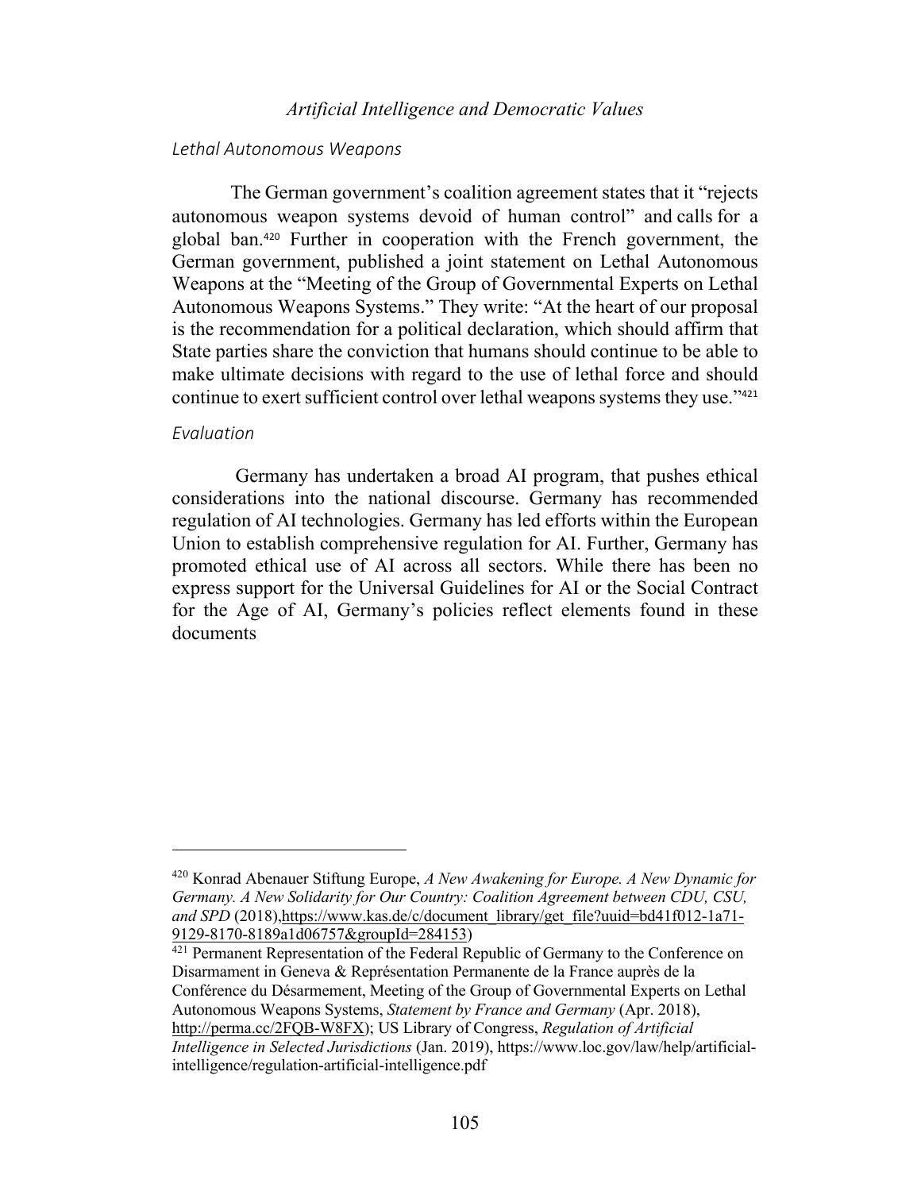### *Lethal Autonomous Weapons*

The German government's coalition agreement states that it "rejects autonomous weapon systems devoid of human control" and calls for a global ban.[420] Further in cooperation with the French government, the German government, published a joint statement on Lethal Autonomous Weapons at the "Meeting of the Group of Governmental Experts on Lethal Autonomous Weapons Systems." They write: "At the heart of our proposal is the recommendation for a political declaration, which should affirm that State parties share the conviction that humans should continue to be able to make ultimate decisions with regard to the use of lethal force and should continue to exert sufficient control over lethal weapons systems they use."[421]

### *Evaluation*

Germany has undertaken a broad AI program, that pushes ethical considerations into the national discourse. Germany has recommended regulation of AI technologies. Germany has led efforts within the European Union to establish comprehensive regulation for AI. Further, Germany has promoted ethical use of AI across all sectors. While there has been no express support for the Universal Guidelines for AI or the Social Contract for the Age of AI, Germany's policies reflect elements found in these documents

---

[420] Konrad Abenauer Stiftung Europe, *A New Awakening for Europe. A New Dynamic for Germany. A New Solidarity for Our Country: Coalition Agreement between CDU, CSU, and SPD* (2018),https://www.kas.de/c/document_library/get_file?uuid=bd41f012-1a71-9129-8170-8189a1d06757&groupId=284153)

[421] Permanent Representation of the Federal Republic of Germany to the Conference on Disarmament in Geneva & Représentation Permanente de la France auprès de la Conférence du Désarmement, Meeting of the Group of Governmental Experts on Lethal Autonomous Weapons Systems, *Statement by France and Germany* (Apr. 2018), http://perma.cc/2FQB-W8FX); US Library of Congress, *Regulation of Artificial Intelligence in Selected Jurisdictions* (Jan. 2019), https://www.loc.gov/law/help/artificial-intelligence/regulation-artificial-intelligence.pdf